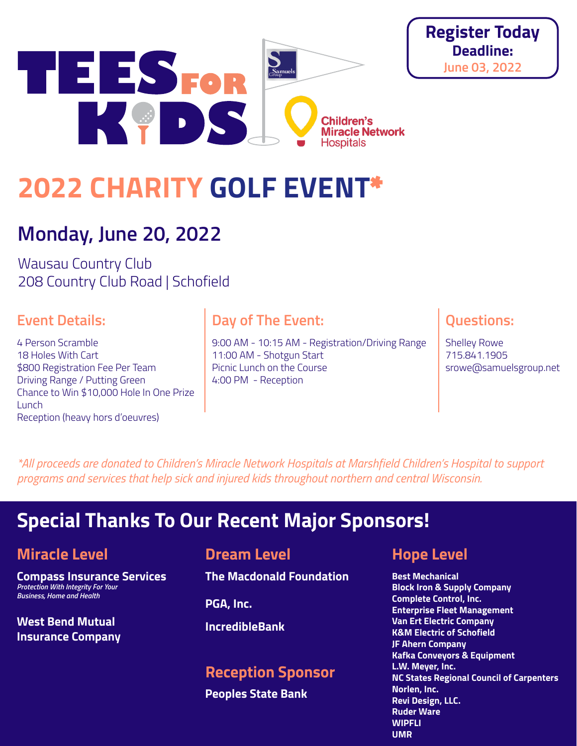# TEES FOR KIDS

Samuels Group

Children's Miracle Network Hospitals

**Register Today**
**Deadline:**
June 03, 2022

# 2022 CHARITY GOLF EVENT*

## Monday, June 20, 2022

Wausau Country Club
208 Country Club Road | Schofield

### Event Details:

4 Person Scramble
18 Holes With Cart
$800 Registration Fee Per Team
Driving Range / Putting Green
Chance to Win $10,000 Hole In One Prize
Lunch
Reception (heavy hors d'oeuvres)

### Day of The Event:

9:00 AM - 10:15 AM - Registration/Driving Range
11:00 AM - Shotgun Start
Picnic Lunch on the Course
4:00 PM - Reception

### Questions:

Shelley Rowe
715.841.1905
srowe@samuelsgroup.net

*\*All proceeds are donated to Children's Miracle Network Hospitals at Marshfield Children's Hospital to support programs and services that help sick and injured kids throughout northern and central Wisconsin.*

## Special Thanks To Our Recent Major Sponsors!

### Miracle Level

**Compass Insurance Services**
*Protection With Integrity For Your Business, Home and Health*

**West Bend Mutual Insurance Company**

### Dream Level

**The Macdonald Foundation**

**PGA, Inc.**

**IncredibleBank**

### Reception Sponsor

**Peoples State Bank**

### Hope Level

**Best Mechanical**
**Block Iron & Supply Company**
**Complete Control, Inc.**
**Enterprise Fleet Management**
**Van Ert Electric Company**
**K&M Electric of Schofield**
**JF Ahern Company**
**Kafka Conveyors & Equipment**
**L.W. Meyer, Inc.**
**NC States Regional Council of Carpenters**
**Norlen, Inc.**
**Revi Design, LLC.**
**Ruder Ware**
**WIPFLI**
**UMR**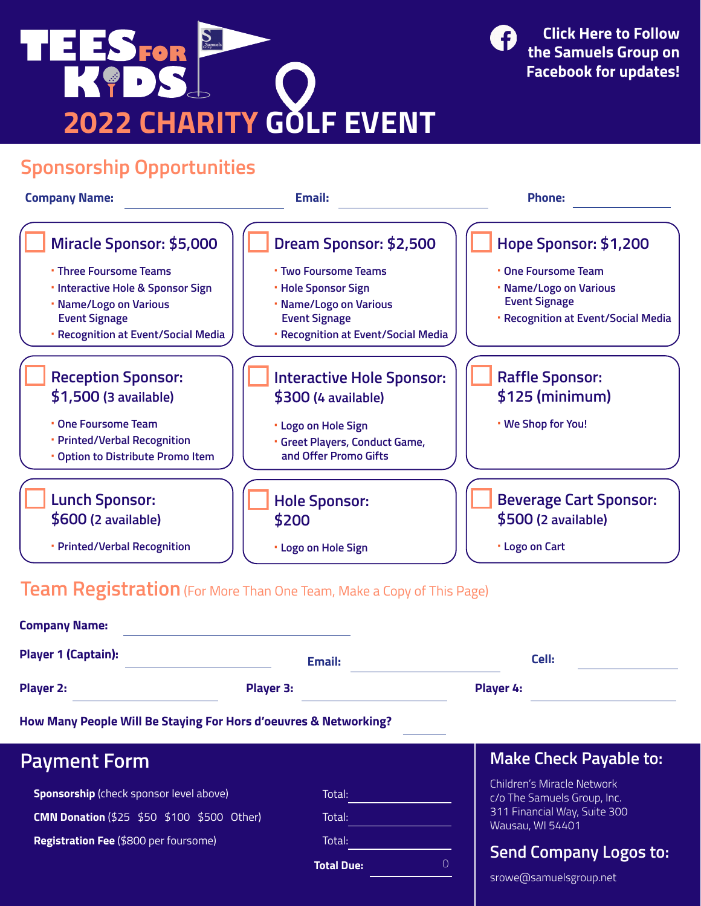# TEES FOR KIDS

## 2022 CHARITY GOLF EVENT

Click Here to Follow the Samuels Group on Facebook for updates!

## Sponsorship Opportunities

**Company Name:** ____________ **Email:** ____________ **Phone:** ____________

### Miracle Sponsor: $5,000

- Three Foursome Teams
- Interactive Hole & Sponsor Sign
- Name/Logo on Various Event Signage
- Recognition at Event/Social Media

### Dream Sponsor: $2,500

- Two Foursome Teams
- Hole Sponsor Sign
- Name/Logo on Various Event Signage
- Recognition at Event/Social Media

### Hope Sponsor: $1,200

- One Foursome Team
- Name/Logo on Various Event Signage
- Recognition at Event/Social Media

### Reception Sponsor: $1,500 (3 available)

- One Foursome Team
- Printed/Verbal Recognition
- Option to Distribute Promo Item

### Interactive Hole Sponsor: $300 (4 available)

- Logo on Hole Sign
- Greet Players, Conduct Game, and Offer Promo Gifts

### Raffle Sponsor: $125 (minimum)

- We Shop for You!

### Lunch Sponsor: $600 (2 available)

- Printed/Verbal Recognition

### Hole Sponsor: $200

- Logo on Hole Sign

### Beverage Cart Sponsor: $500 (2 available)

- Logo on Cart

## Team Registration (For More Than One Team, Make a Copy of This Page)

**Company Name:** ____________

**Player 1 (Captain):** ____________ **Email:** ____________ **Cell:** ____________

**Player 2:** ____________ **Player 3:** ____________ **Player 4:** ____________

**How Many People Will Be Staying For Hors d'oeuvres & Networking?** ________

## Payment Form

**Sponsorship** (check sponsor level above) Total: ____________

**CMN Donation** ($25 $50 $100 $500 Other) Total: ____________

**Registration Fee** ($800 per foursome) Total: ____________

**Total Due:** 0

## Make Check Payable to:

Children's Miracle Network
c/o The Samuels Group, Inc.
311 Financial Way, Suite 300
Wausau, WI 54401

## Send Company Logos to:

srowe@samuelsgroup.net